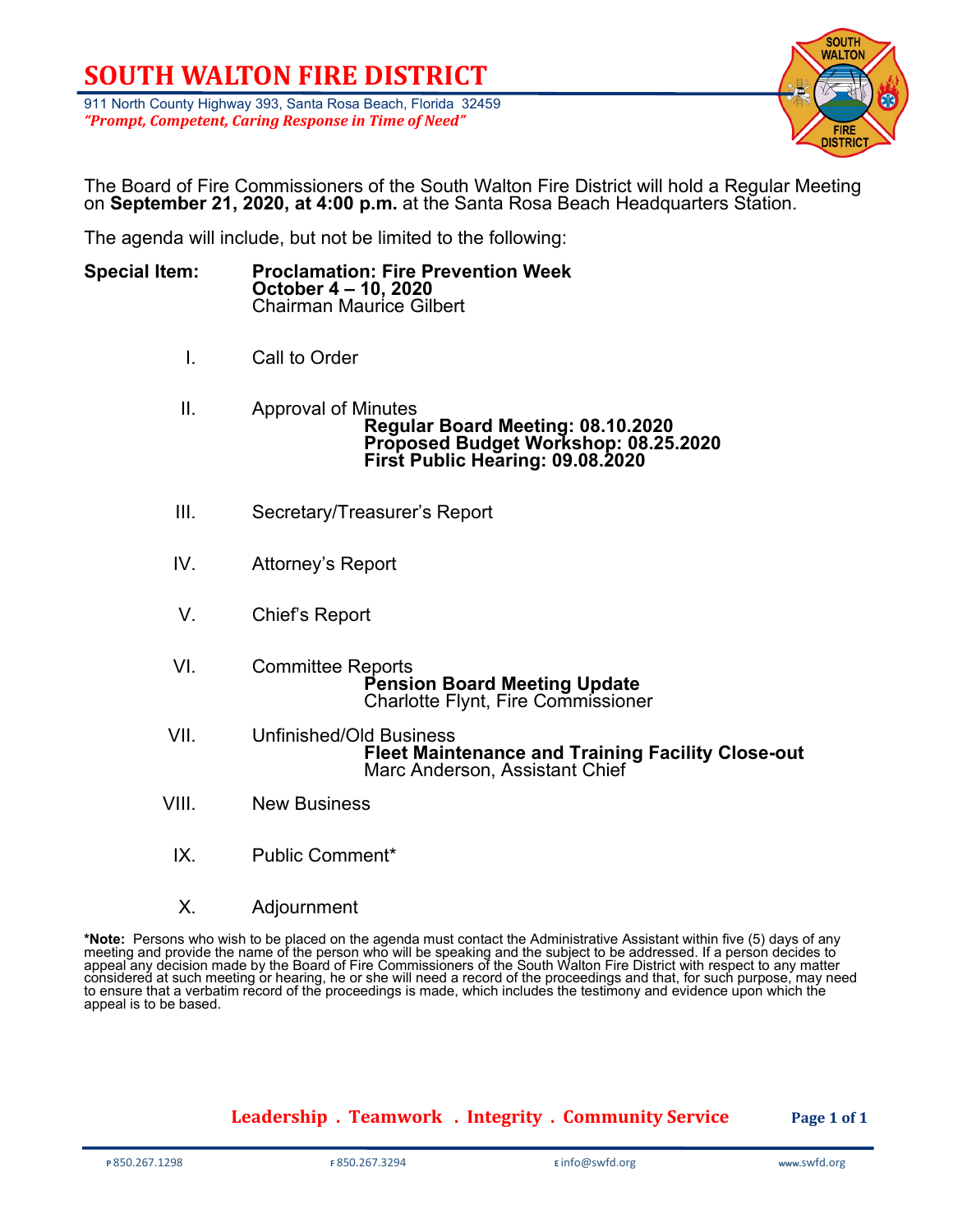# SOUTH WALTON FIRE DISTRICT

911 North County Highway 393, Santa Rosa Beach, Florida 32459
***"Prompt, Competent, Caring Response in Time of Need"***

The Board of Fire Commissioners of the South Walton Fire District will hold a Regular Meeting on **September 21, 2020, at 4:00 p.m.** at the Santa Rosa Beach Headquarters Station.

The agenda will include, but not be limited to the following:

**Special Item:** **Proclamation: Fire Prevention Week**
**October 4 – 10, 2020**
Chairman Maurice Gilbert

I. Call to Order

II. Approval of Minutes
- **Regular Board Meeting: 08.10.2020**
- **Proposed Budget Workshop: 08.25.2020**
- **First Public Hearing: 09.08.2020**

III. Secretary/Treasurer's Report

IV. Attorney's Report

V. Chief's Report

VI. Committee Reports
- **Pension Board Meeting Update**
  Charlotte Flynt, Fire Commissioner

VII. Unfinished/Old Business
- **Fleet Maintenance and Training Facility Close-out**
  Marc Anderson, Assistant Chief

VIII. New Business

IX. Public Comment*

X. Adjournment

**\*Note:** Persons who wish to be placed on the agenda must contact the Administrative Assistant within five (5) days of any meeting and provide the name of the person who will be speaking and the subject to be addressed. If a person decides to appeal any decision made by the Board of Fire Commissioners of the South Walton Fire District with respect to any matter considered at such meeting or hearing, he or she will need a record of the proceedings and that, for such purpose, may need to ensure that a verbatim record of the proceedings is made, which includes the testimony and evidence upon which the appeal is to be based.

**Leadership . Teamwork . Integrity . Community Service**

P 850.267.1298 F 850.267.3294 E info@swfd.org www.swfd.org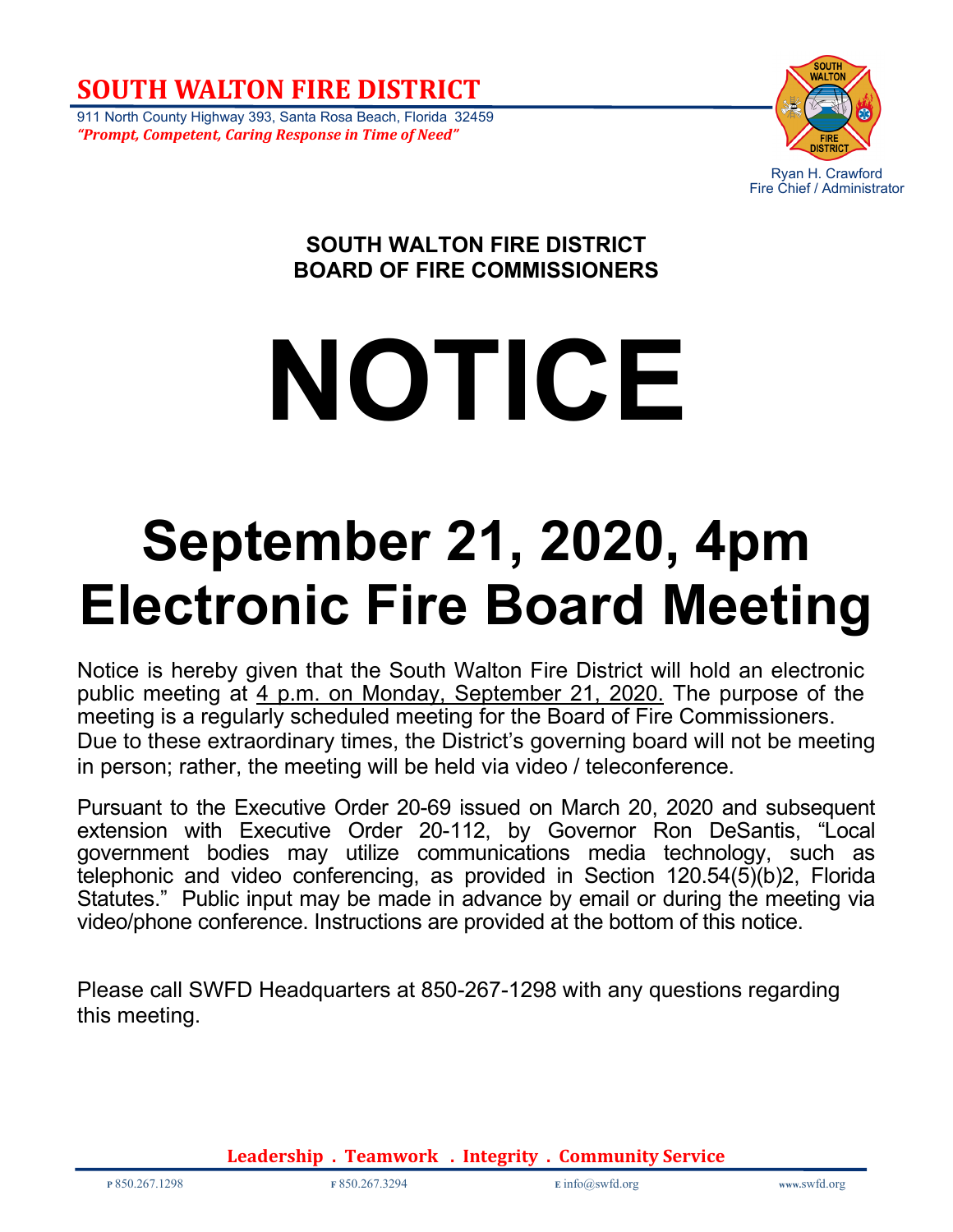# SOUTH WALTON FIRE DISTRICT

911 North County Highway 393, Santa Rosa Beach, Florida 32459
***"Prompt, Competent, Caring Response in Time of Need"***

Ryan H. Crawford
Fire Chief / Administrator

**SOUTH WALTON FIRE DISTRICT**
**BOARD OF FIRE COMMISSIONERS**

# NOTICE

# September 21, 2020, 4pm
# Electronic Fire Board Meeting

Notice is hereby given that the South Walton Fire District will hold an electronic public meeting at 4 p.m. on Monday, September 21, 2020. The purpose of the meeting is a regularly scheduled meeting for the Board of Fire Commissioners. Due to these extraordinary times, the District's governing board will not be meeting in person; rather, the meeting will be held via video / teleconference.

Pursuant to the Executive Order 20-69 issued on March 20, 2020 and subsequent extension with Executive Order 20-112, by Governor Ron DeSantis, "Local government bodies may utilize communications media technology, such as telephonic and video conferencing, as provided in Section 120.54(5)(b)2, Florida Statutes." Public input may be made in advance by email or during the meeting via video/phone conference. Instructions are provided at the bottom of this notice.

Please call SWFD Headquarters at 850-267-1298 with any questions regarding this meeting.

**Leadership . Teamwork . Integrity . Community Service**

P 850.267.1298 F 850.267.3294 E info@swfd.org www.swfd.org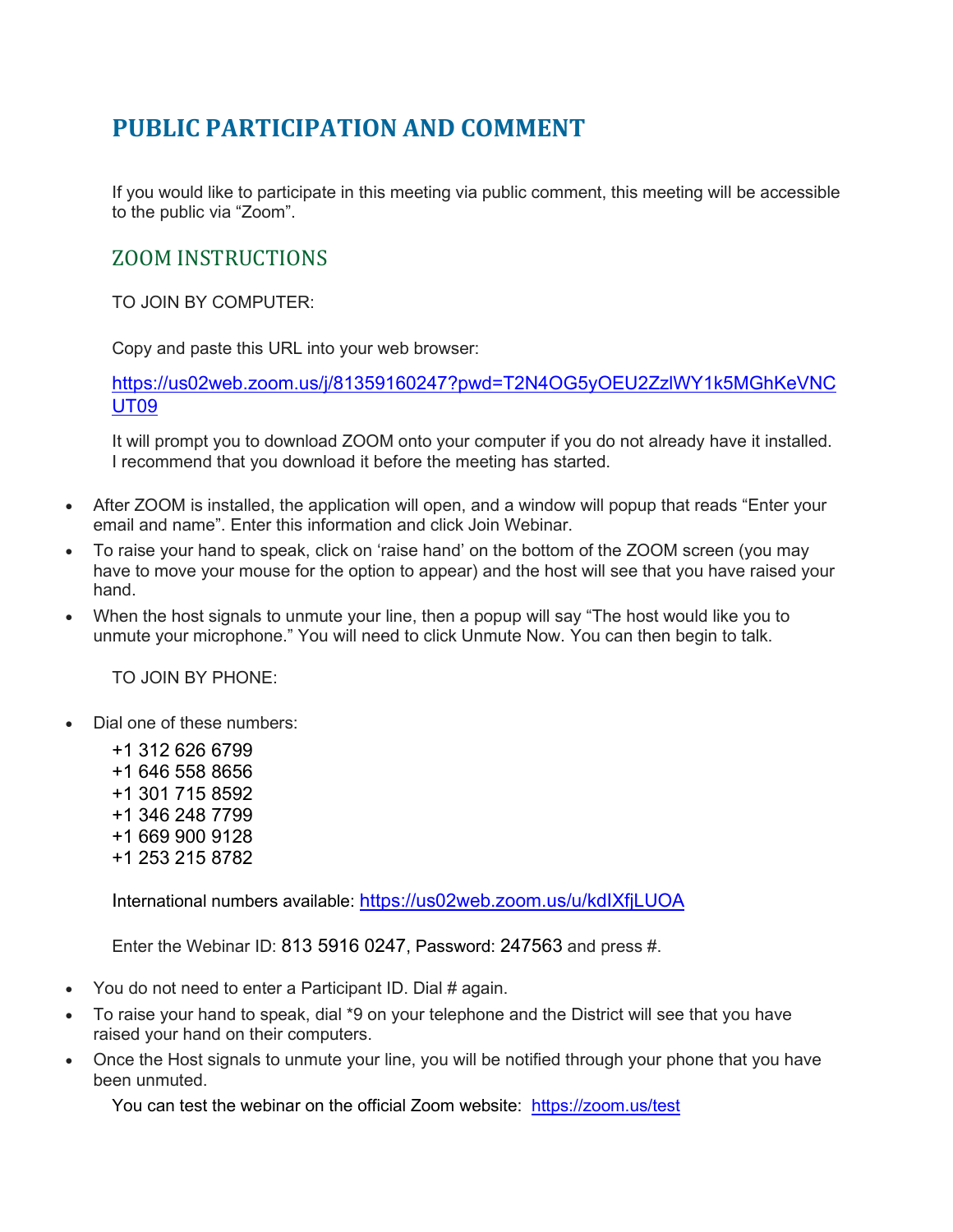# PUBLIC PARTICIPATION AND COMMENT

If you would like to participate in this meeting via public comment, this meeting will be accessible to the public via "Zoom".

## ZOOM INSTRUCTIONS

TO JOIN BY COMPUTER:

Copy and paste this URL into your web browser:

https://us02web.zoom.us/j/81359160247?pwd=T2N4OG5yOEU2ZzlWY1k5MGhKeVNCUT09

It will prompt you to download ZOOM onto your computer if you do not already have it installed. I recommend that you download it before the meeting has started.

- After ZOOM is installed, the application will open, and a window will popup that reads "Enter your email and name". Enter this information and click Join Webinar.
- To raise your hand to speak, click on 'raise hand' on the bottom of the ZOOM screen (you may have to move your mouse for the option to appear) and the host will see that you have raised your hand.
- When the host signals to unmute your line, then a popup will say "The host would like you to unmute your microphone." You will need to click Unmute Now. You can then begin to talk.

TO JOIN BY PHONE:

- Dial one of these numbers:

  +1 312 626 6799
  +1 646 558 8656
  +1 301 715 8592
  +1 346 248 7799
  +1 669 900 9128
  +1 253 215 8782

  International numbers available: https://us02web.zoom.us/u/kdIXfjLUOA

  Enter the Webinar ID: 813 5916 0247, Password: 247563 and press #.

- You do not need to enter a Participant ID. Dial # again.
- To raise your hand to speak, dial *9 on your telephone and the District will see that you have raised your hand on their computers.
- Once the Host signals to unmute your line, you will be notified through your phone that you have been unmuted.

You can test the webinar on the official Zoom website: https://zoom.us/test